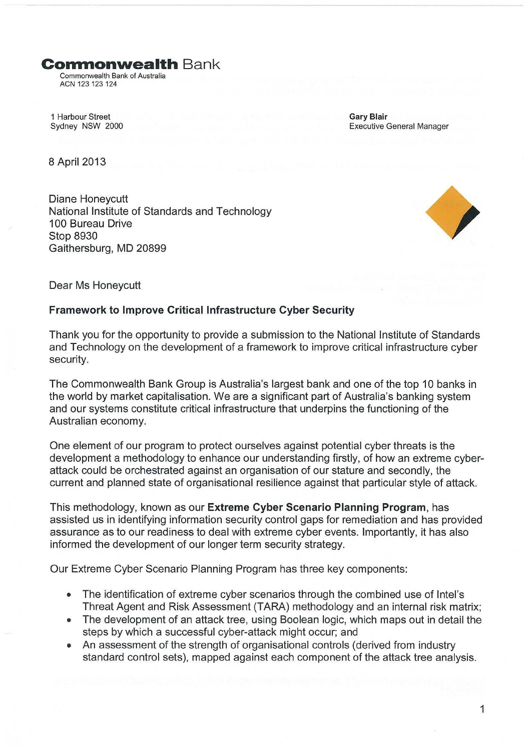**Commonwealth** Bank
Commonwealth Bank of Australia
ACN 123 123 124

1 Harbour Street
Sydney NSW 2000

**Gary Blair**
Executive General Manager

8 April 2013

Diane Honeycutt
National Institute of Standards and Technology
100 Bureau Drive
Stop 8930
Gaithersburg, MD 20899

Dear Ms Honeycutt

**Framework to Improve Critical Infrastructure Cyber Security**

Thank you for the opportunity to provide a submission to the National Institute of Standards and Technology on the development of a framework to improve critical infrastructure cyber security.

The Commonwealth Bank Group is Australia's largest bank and one of the top 10 banks in the world by market capitalisation. We are a significant part of Australia's banking system and our systems constitute critical infrastructure that underpins the functioning of the Australian economy.

One element of our program to protect ourselves against potential cyber threats is the development a methodology to enhance our understanding firstly, of how an extreme cyber-attack could be orchestrated against an organisation of our stature and secondly, the current and planned state of organisational resilience against that particular style of attack.

This methodology, known as our **Extreme Cyber Scenario Planning Program**, has assisted us in identifying information security control gaps for remediation and has provided assurance as to our readiness to deal with extreme cyber events. Importantly, it has also informed the development of our longer term security strategy.

Our Extreme Cyber Scenario Planning Program has three key components:

- The identification of extreme cyber scenarios through the combined use of Intel's Threat Agent and Risk Assessment (TARA) methodology and an internal risk matrix;
- The development of an attack tree, using Boolean logic, which maps out in detail the steps by which a successful cyber-attack might occur; and
- An assessment of the strength of organisational controls (derived from industry standard control sets), mapped against each component of the attack tree analysis.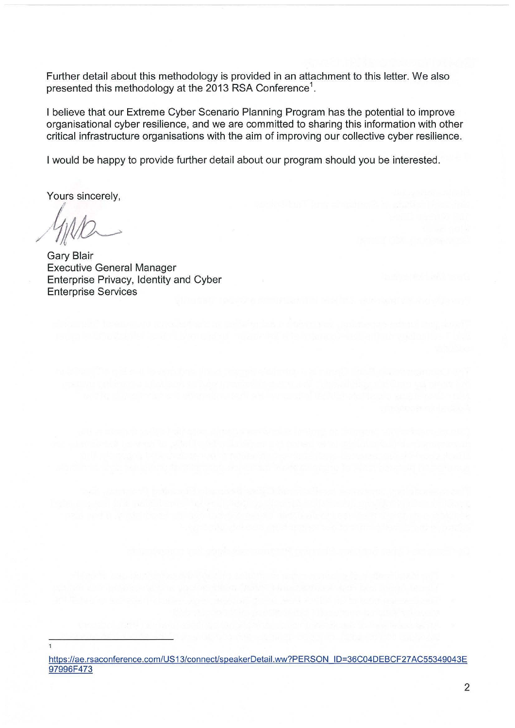Further detail about this methodology is provided in an attachment to this letter. We also presented this methodology at the 2013 RSA Conference[1].

I believe that our Extreme Cyber Scenario Planning Program has the potential to improve organisational cyber resilience, and we are committed to sharing this information with other critical infrastructure organisations with the aim of improving our collective cyber resilience.

I would be happy to provide further detail about our program should you be interested.

Yours sincerely,

Gary Blair
Executive General Manager
Enterprise Privacy, Identity and Cyber
Enterprise Services

---

[1] https://ae.rsaconference.com/US13/connect/speakerDetail.ww?PERSON_ID=36C04DEBCF27AC55349043E97996F473